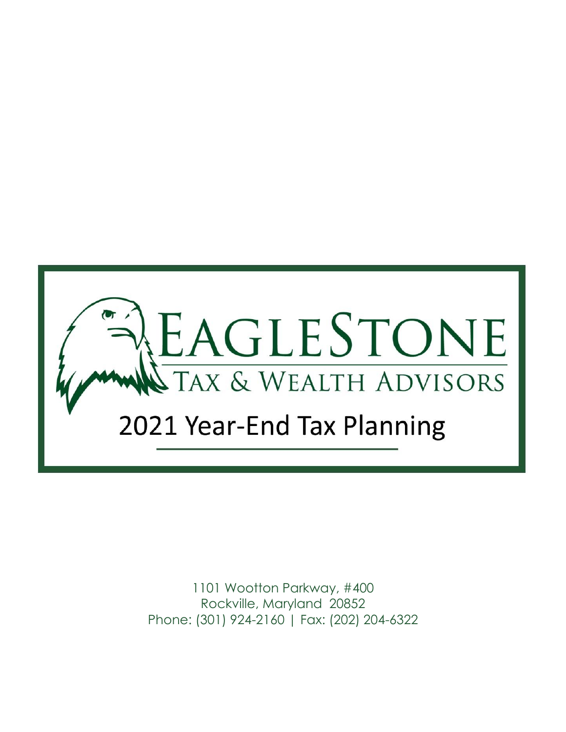# EAGLESTONE

## TAX & WEALTH ADVISORS

# 2021 Year-End Tax Planning

1101 Wootton Parkway, #400
Rockville, Maryland 20852
Phone: (301) 924-2160 | Fax: (202) 204-6322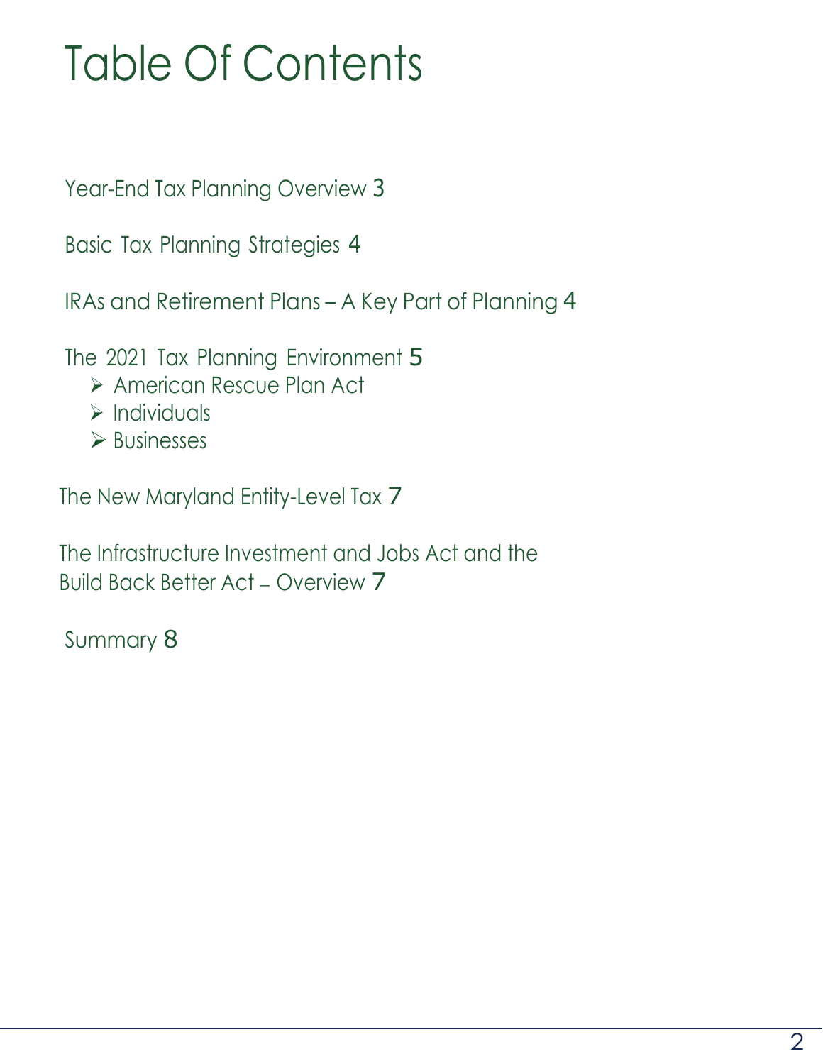# Table Of Contents

Year-End Tax Planning Overview 3

Basic Tax Planning Strategies 4

IRAs and Retirement Plans – A Key Part of Planning 4

The 2021 Tax Planning Environment 5

- American Rescue Plan Act
- Individuals
- Businesses

The New Maryland Entity-Level Tax 7

The Infrastructure Investment and Jobs Act and the Build Back Better Act – Overview 7

Summary 8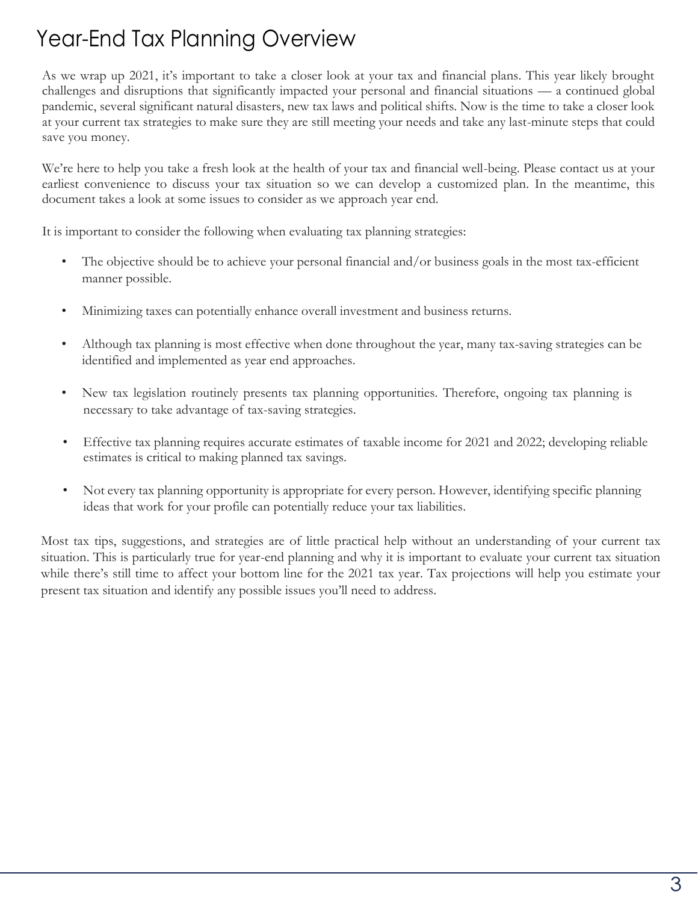# Year-End Tax Planning Overview

As we wrap up 2021, it's important to take a closer look at your tax and financial plans. This year likely brought challenges and disruptions that significantly impacted your personal and financial situations — a continued global pandemic, several significant natural disasters, new tax laws and political shifts. Now is the time to take a closer look at your current tax strategies to make sure they are still meeting your needs and take any last-minute steps that could save you money.

We're here to help you take a fresh look at the health of your tax and financial well-being. Please contact us at your earliest convenience to discuss your tax situation so we can develop a customized plan. In the meantime, this document takes a look at some issues to consider as we approach year end.

It is important to consider the following when evaluating tax planning strategies:

- The objective should be to achieve your personal financial and/or business goals in the most tax-efficient manner possible.
- Minimizing taxes can potentially enhance overall investment and business returns.
- Although tax planning is most effective when done throughout the year, many tax-saving strategies can be identified and implemented as year end approaches.
- New tax legislation routinely presents tax planning opportunities. Therefore, ongoing tax planning is necessary to take advantage of tax-saving strategies.
- Effective tax planning requires accurate estimates of taxable income for 2021 and 2022; developing reliable estimates is critical to making planned tax savings.
- Not every tax planning opportunity is appropriate for every person. However, identifying specific planning ideas that work for your profile can potentially reduce your tax liabilities.

Most tax tips, suggestions, and strategies are of little practical help without an understanding of your current tax situation. This is particularly true for year-end planning and why it is important to evaluate your current tax situation while there's still time to affect your bottom line for the 2021 tax year. Tax projections will help you estimate your present tax situation and identify any possible issues you'll need to address.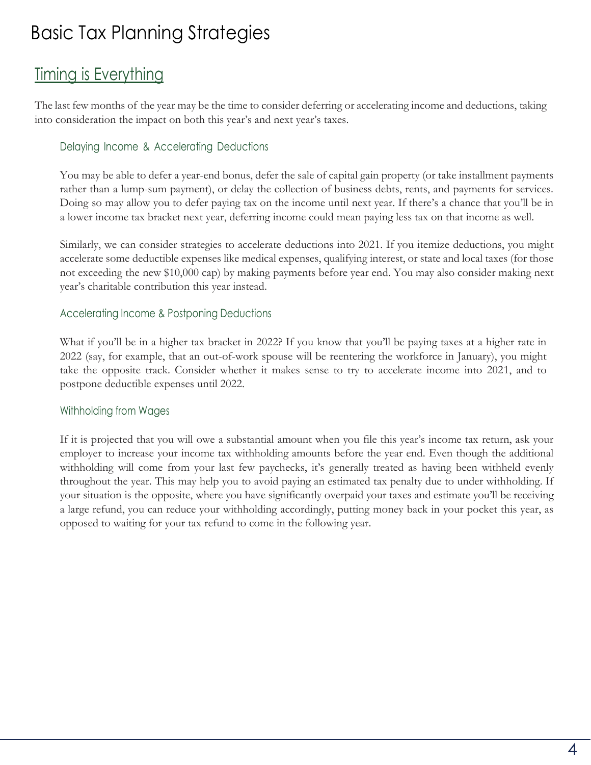# Basic Tax Planning Strategies

## Timing is Everything

The last few months of the year may be the time to consider deferring or accelerating income and deductions, taking into consideration the impact on both this year's and next year's taxes.

### Delaying Income & Accelerating Deductions

You may be able to defer a year-end bonus, defer the sale of capital gain property (or take installment payments rather than a lump-sum payment), or delay the collection of business debts, rents, and payments for services. Doing so may allow you to defer paying tax on the income until next year. If there's a chance that you'll be in a lower income tax bracket next year, deferring income could mean paying less tax on that income as well.

Similarly, we can consider strategies to accelerate deductions into 2021. If you itemize deductions, you might accelerate some deductible expenses like medical expenses, qualifying interest, or state and local taxes (for those not exceeding the new $10,000 cap) by making payments before year end. You may also consider making next year's charitable contribution this year instead.

### Accelerating Income & Postponing Deductions

What if you'll be in a higher tax bracket in 2022? If you know that you'll be paying taxes at a higher rate in 2022 (say, for example, that an out-of-work spouse will be reentering the workforce in January), you might take the opposite track. Consider whether it makes sense to try to accelerate income into 2021, and to postpone deductible expenses until 2022.

### Withholding from Wages

If it is projected that you will owe a substantial amount when you file this year's income tax return, ask your employer to increase your income tax withholding amounts before the year end. Even though the additional withholding will come from your last few paychecks, it's generally treated as having been withheld evenly throughout the year. This may help you to avoid paying an estimated tax penalty due to under withholding. If your situation is the opposite, where you have significantly overpaid your taxes and estimate you'll be receiving a large refund, you can reduce your withholding accordingly, putting money back in your pocket this year, as opposed to waiting for your tax refund to come in the following year.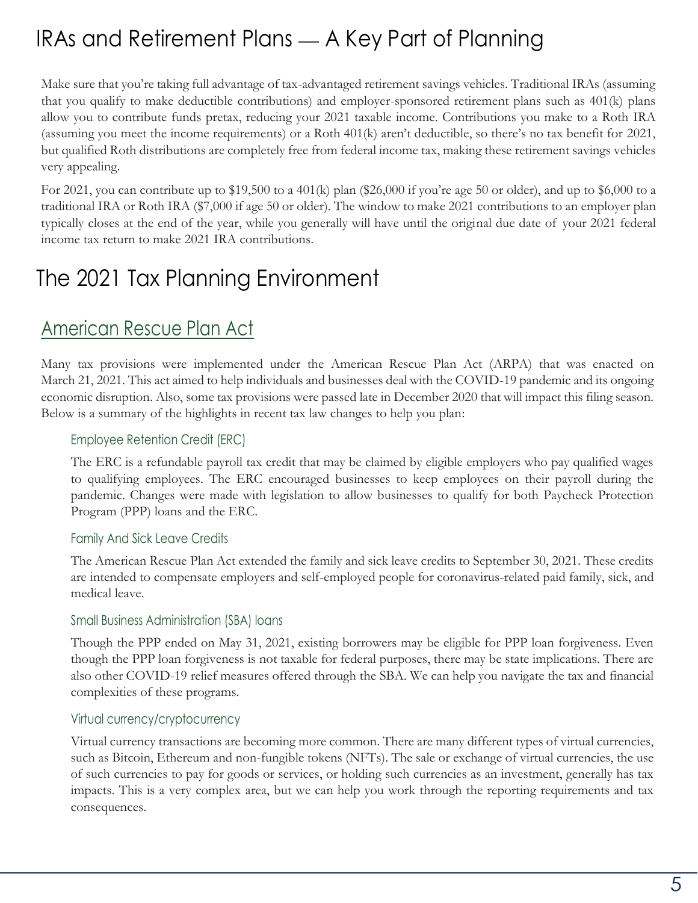# IRAs and Retirement Plans — A Key Part of Planning

Make sure that you're taking full advantage of tax-advantaged retirement savings vehicles. Traditional IRAs (assuming that you qualify to make deductible contributions) and employer-sponsored retirement plans such as 401(k) plans allow you to contribute funds pretax, reducing your 2021 taxable income. Contributions you make to a Roth IRA (assuming you meet the income requirements) or a Roth 401(k) aren't deductible, so there's no tax benefit for 2021, but qualified Roth distributions are completely free from federal income tax, making these retirement savings vehicles very appealing.

For 2021, you can contribute up to $19,500 to a 401(k) plan ($26,000 if you're age 50 or older), and up to $6,000 to a traditional IRA or Roth IRA ($7,000 if age 50 or older). The window to make 2021 contributions to an employer plan typically closes at the end of the year, while you generally will have until the original due date of your 2021 federal income tax return to make 2021 IRA contributions.

# The 2021 Tax Planning Environment

## American Rescue Plan Act

Many tax provisions were implemented under the American Rescue Plan Act (ARPA) that was enacted on March 21, 2021. This act aimed to help individuals and businesses deal with the COVID-19 pandemic and its ongoing economic disruption. Also, some tax provisions were passed late in December 2020 that will impact this filing season. Below is a summary of the highlights in recent tax law changes to help you plan:

### Employee Retention Credit (ERC)

The ERC is a refundable payroll tax credit that may be claimed by eligible employers who pay qualified wages to qualifying employees. The ERC encouraged businesses to keep employees on their payroll during the pandemic. Changes were made with legislation to allow businesses to qualify for both Paycheck Protection Program (PPP) loans and the ERC.

### Family And Sick Leave Credits

The American Rescue Plan Act extended the family and sick leave credits to September 30, 2021. These credits are intended to compensate employers and self-employed people for coronavirus-related paid family, sick, and medical leave.

### Small Business Administration (SBA) loans

Though the PPP ended on May 31, 2021, existing borrowers may be eligible for PPP loan forgiveness. Even though the PPP loan forgiveness is not taxable for federal purposes, there may be state implications. There are also other COVID-19 relief measures offered through the SBA. We can help you navigate the tax and financial complexities of these programs.

### Virtual currency/cryptocurrency

Virtual currency transactions are becoming more common. There are many different types of virtual currencies, such as Bitcoin, Ethereum and non-fungible tokens (NFTs). The sale or exchange of virtual currencies, the use of such currencies to pay for goods or services, or holding such currencies as an investment, generally has tax impacts. This is a very complex area, but we can help you work through the reporting requirements and tax consequences.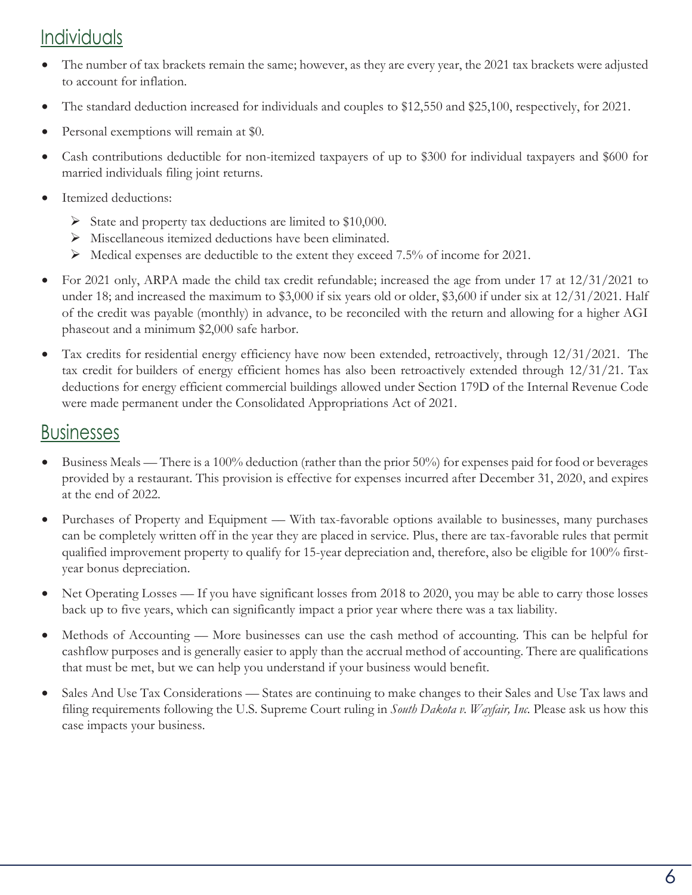## Individuals

- The number of tax brackets remain the same; however, as they are every year, the 2021 tax brackets were adjusted to account for inflation.
- The standard deduction increased for individuals and couples to $12,550 and $25,100, respectively, for 2021.
- Personal exemptions will remain at $0.
- Cash contributions deductible for non-itemized taxpayers of up to $300 for individual taxpayers and $600 for married individuals filing joint returns.
- Itemized deductions:
  - State and property tax deductions are limited to $10,000.
  - Miscellaneous itemized deductions have been eliminated.
  - Medical expenses are deductible to the extent they exceed 7.5% of income for 2021.
- For 2021 only, ARPA made the child tax credit refundable; increased the age from under 17 at 12/31/2021 to under 18; and increased the maximum to $3,000 if six years old or older, $3,600 if under six at 12/31/2021. Half of the credit was payable (monthly) in advance, to be reconciled with the return and allowing for a higher AGI phaseout and a minimum $2,000 safe harbor.
- Tax credits for residential energy efficiency have now been extended, retroactively, through 12/31/2021. The tax credit for builders of energy efficient homes has also been retroactively extended through 12/31/21. Tax deductions for energy efficient commercial buildings allowed under Section 179D of the Internal Revenue Code were made permanent under the Consolidated Appropriations Act of 2021.

## Businesses

- Business Meals — There is a 100% deduction (rather than the prior 50%) for expenses paid for food or beverages provided by a restaurant. This provision is effective for expenses incurred after December 31, 2020, and expires at the end of 2022.
- Purchases of Property and Equipment — With tax-favorable options available to businesses, many purchases can be completely written off in the year they are placed in service. Plus, there are tax-favorable rules that permit qualified improvement property to qualify for 15-year depreciation and, therefore, also be eligible for 100% first-year bonus depreciation.
- Net Operating Losses — If you have significant losses from 2018 to 2020, you may be able to carry those losses back up to five years, which can significantly impact a prior year where there was a tax liability.
- Methods of Accounting — More businesses can use the cash method of accounting. This can be helpful for cashflow purposes and is generally easier to apply than the accrual method of accounting. There are qualifications that must be met, but we can help you understand if your business would benefit.
- Sales And Use Tax Considerations — States are continuing to make changes to their Sales and Use Tax laws and filing requirements following the U.S. Supreme Court ruling in *South Dakota v. Wayfair, Inc.* Please ask us how this case impacts your business.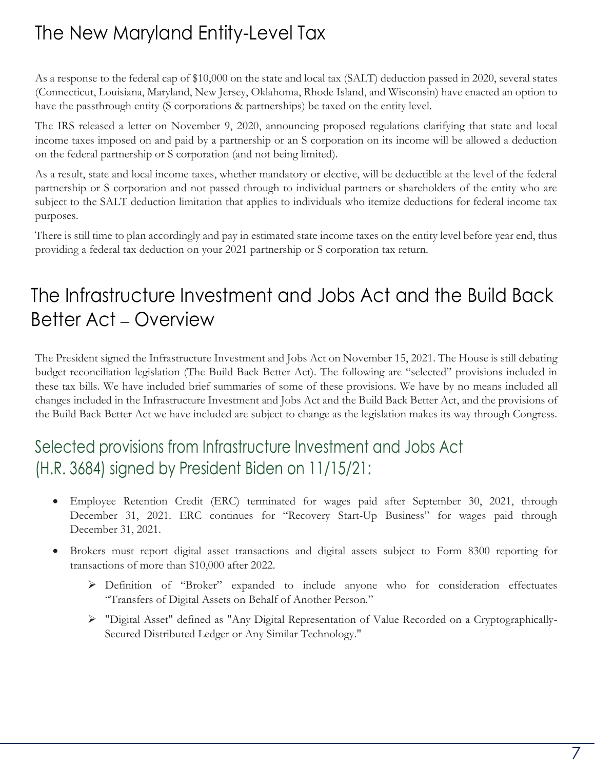# The New Maryland Entity-Level Tax

As a response to the federal cap of $10,000 on the state and local tax (SALT) deduction passed in 2020, several states (Connecticut, Louisiana, Maryland, New Jersey, Oklahoma, Rhode Island, and Wisconsin) have enacted an option to have the passthrough entity (S corporations & partnerships) be taxed on the entity level.

The IRS released a letter on November 9, 2020, announcing proposed regulations clarifying that state and local income taxes imposed on and paid by a partnership or an S corporation on its income will be allowed a deduction on the federal partnership or S corporation (and not being limited).

As a result, state and local income taxes, whether mandatory or elective, will be deductible at the level of the federal partnership or S corporation and not passed through to individual partners or shareholders of the entity who are subject to the SALT deduction limitation that applies to individuals who itemize deductions for federal income tax purposes.

There is still time to plan accordingly and pay in estimated state income taxes on the entity level before year end, thus providing a federal tax deduction on your 2021 partnership or S corporation tax return.

# The Infrastructure Investment and Jobs Act and the Build Back Better Act – Overview

The President signed the Infrastructure Investment and Jobs Act on November 15, 2021. The House is still debating budget reconciliation legislation (The Build Back Better Act). The following are "selected" provisions included in these tax bills. We have included brief summaries of some of these provisions. We have by no means included all changes included in the Infrastructure Investment and Jobs Act and the Build Back Better Act, and the provisions of the Build Back Better Act we have included are subject to change as the legislation makes its way through Congress.

## Selected provisions from Infrastructure Investment and Jobs Act (H.R. 3684) signed by President Biden on 11/15/21:

- Employee Retention Credit (ERC) terminated for wages paid after September 30, 2021, through December 31, 2021. ERC continues for "Recovery Start-Up Business" for wages paid through December 31, 2021.
- Brokers must report digital asset transactions and digital assets subject to Form 8300 reporting for transactions of more than $10,000 after 2022.
  - Definition of "Broker" expanded to include anyone who for consideration effectuates "Transfers of Digital Assets on Behalf of Another Person."
  - "Digital Asset" defined as "Any Digital Representation of Value Recorded on a Cryptographically-Secured Distributed Ledger or Any Similar Technology."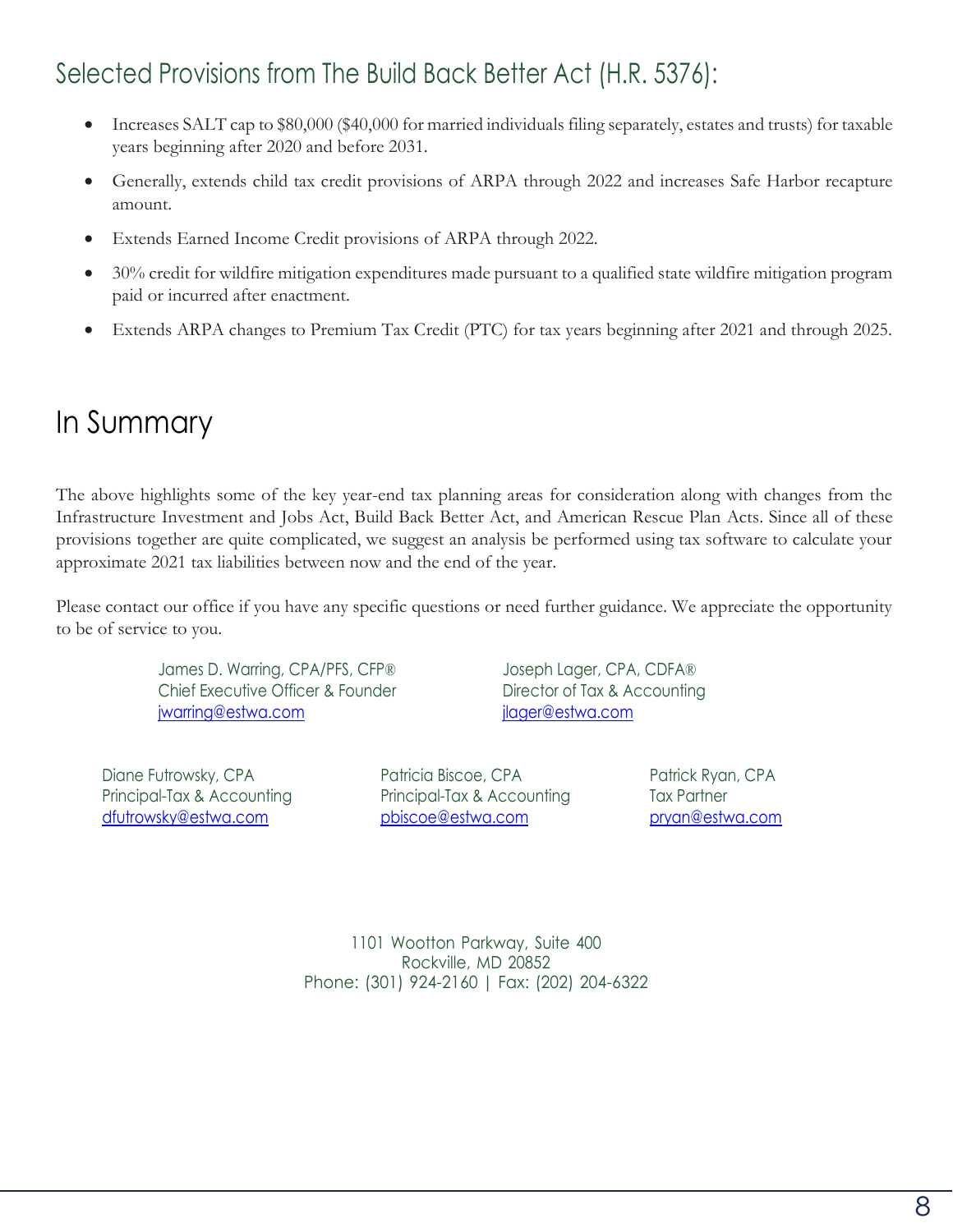## Selected Provisions from The Build Back Better Act (H.R. 5376):

- Increases SALT cap to $80,000 ($40,000 for married individuals filing separately, estates and trusts) for taxable years beginning after 2020 and before 2031.
- Generally, extends child tax credit provisions of ARPA through 2022 and increases Safe Harbor recapture amount.
- Extends Earned Income Credit provisions of ARPA through 2022.
- 30% credit for wildfire mitigation expenditures made pursuant to a qualified state wildfire mitigation program paid or incurred after enactment.
- Extends ARPA changes to Premium Tax Credit (PTC) for tax years beginning after 2021 and through 2025.

## In Summary

The above highlights some of the key year-end tax planning areas for consideration along with changes from the Infrastructure Investment and Jobs Act, Build Back Better Act, and American Rescue Plan Acts. Since all of these provisions together are quite complicated, we suggest an analysis be performed using tax software to calculate your approximate 2021 tax liabilities between now and the end of the year.

Please contact our office if you have any specific questions or need further guidance. We appreciate the opportunity to be of service to you.

James D. Warring, CPA/PFS, CFP®
Chief Executive Officer & Founder
jwarring@estwa.com

Joseph Lager, CPA, CDFA®
Director of Tax & Accounting
jlager@estwa.com

Diane Futrowsky, CPA
Principal-Tax & Accounting
dfutrowsky@estwa.com

Patricia Biscoe, CPA
Principal-Tax & Accounting
pbiscoe@estwa.com

Patrick Ryan, CPA
Tax Partner
pryan@estwa.com

1101 Wootton Parkway, Suite 400
Rockville, MD 20852
Phone: (301) 924-2160 | Fax: (202) 204-6322